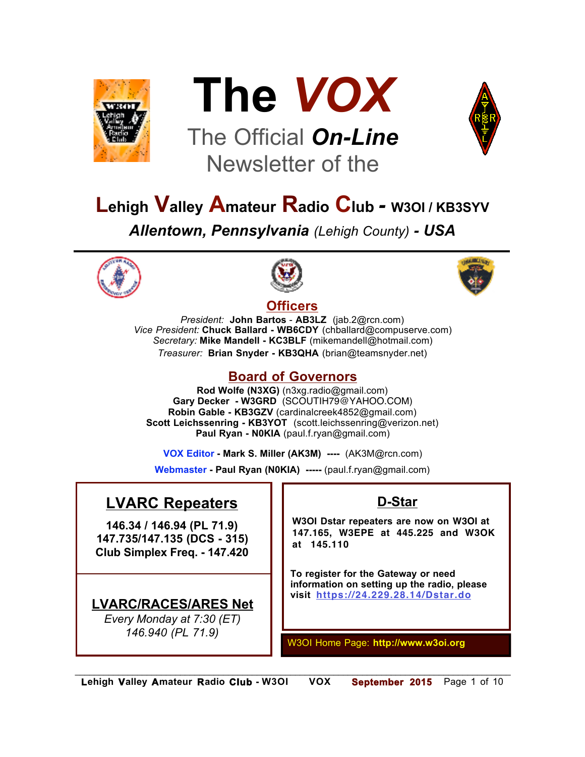# The *VOX*

The Official ***On-Line*** Newsletter of the

## Lehigh Valley Amateur Radio Club - W3OI / KB3SYV

***Allentown, Pennsylvania** (Lehigh County)* ***- USA***

## Officers

*President:* **John Bartos - AB3LZ** (jab.2@rcn.com)
*Vice President:* **Chuck Ballard - WB6CDY** (chballard@compuserve.com)
*Secretary:* **Mike Mandell - KC3BLF** (mikemandell@hotmail.com)
*Treasurer:* **Brian Snyder - KB3QHA** (brian@teamsnyder.net)

## Board of Governors

**Rod Wolfe (N3XG)** (n3xg.radio@gmail.com)
**Gary Decker - W3GRD** (SCOUTIH79@YAHOO.COM)
**Robin Gable - KB3GZV** (cardinalcreek4852@gmail.com)
**Scott Leichssenring - KB3YOT** (scott.leichssenring@verizon.net)
**Paul Ryan - N0KIA** (paul.f.ryan@gmail.com)

**VOX Editor - Mark S. Miller (AK3M) ----** (AK3M@rcn.com)

**Webmaster - Paul Ryan (N0KIA) -----** (paul.f.ryan@gmail.com)

## LVARC Repeaters

**146.34 / 146.94 (PL 71.9)**
**147.735/147.135 (DCS - 315)**
**Club Simplex Freq. - 147.420**

## LVARC/RACES/ARES Net

*Every Monday at 7:30 (ET)*
*146.940 (PL 71.9)*

## D-Star

**W3OI Dstar repeaters are now on W3OI at 147.165, W3EPE at 445.225 and W3OK at 145.110**

**To register for the Gateway or need information on setting up the radio, please visit https://24.229.28.14/Dstar.do**

W3OI Home Page: **http://www.w3oi.org**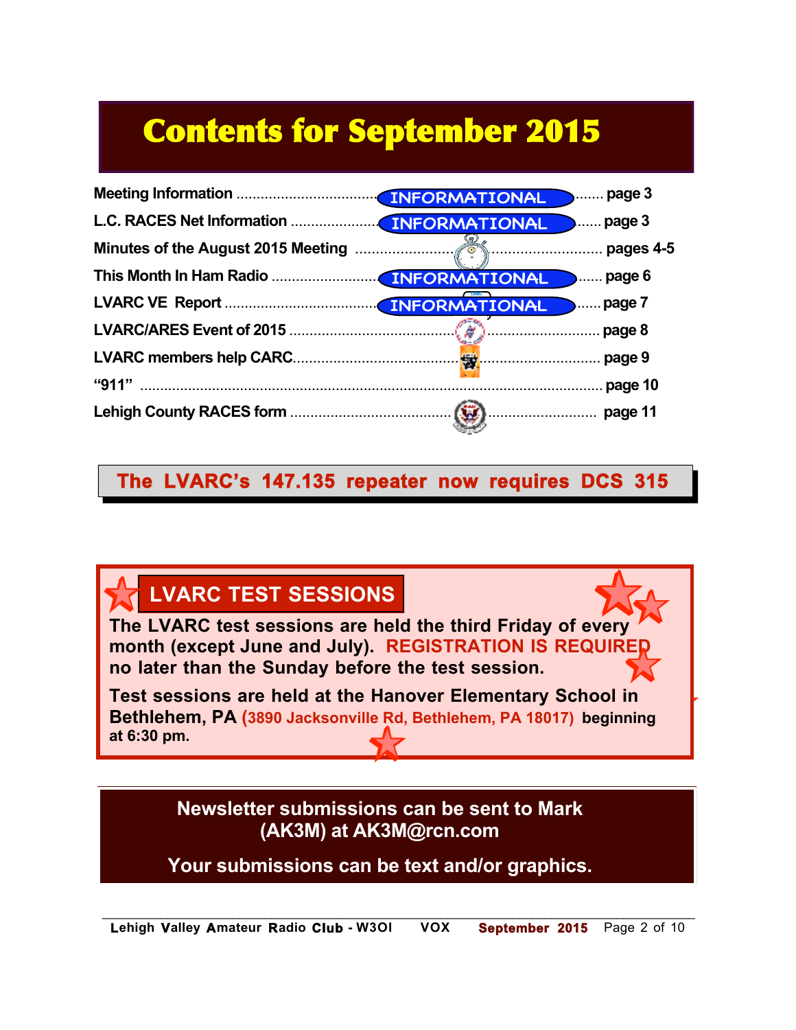# Contents for September 2015

| Section | | Page |
|---|---|---|
| Meeting Information | INFORMATIONAL | page 3 |
| L.C. RACES Net Information | INFORMATIONAL | page 3 |
| Minutes of the August 2015 Meeting | | pages 4-5 |
| This Month In Ham Radio | INFORMATIONAL | page 6 |
| LVARC VE Report | INFORMATIONAL | page 7 |
| LVARC/ARES Event of 2015 | | page 8 |
| LVARC members help CARC | | page 9 |
| "911" | | page 10 |
| Lehigh County RACES form | | page 11 |

**The LVARC's 147.135 repeater now requires DCS 315**

## LVARC TEST SESSIONS

**The LVARC test sessions are held the third Friday of every month (except June and July). REGISTRATION IS REQUIRED no later than the Sunday before the test session.**

**Test sessions are held at the Hanover Elementary School in Bethlehem, PA (3890 Jacksonville Rd, Bethlehem, PA 18017) beginning at 6:30 pm.**

**Newsletter submissions can be sent to Mark (AK3M) at AK3M@rcn.com**

**Your submissions can be text and/or graphics.**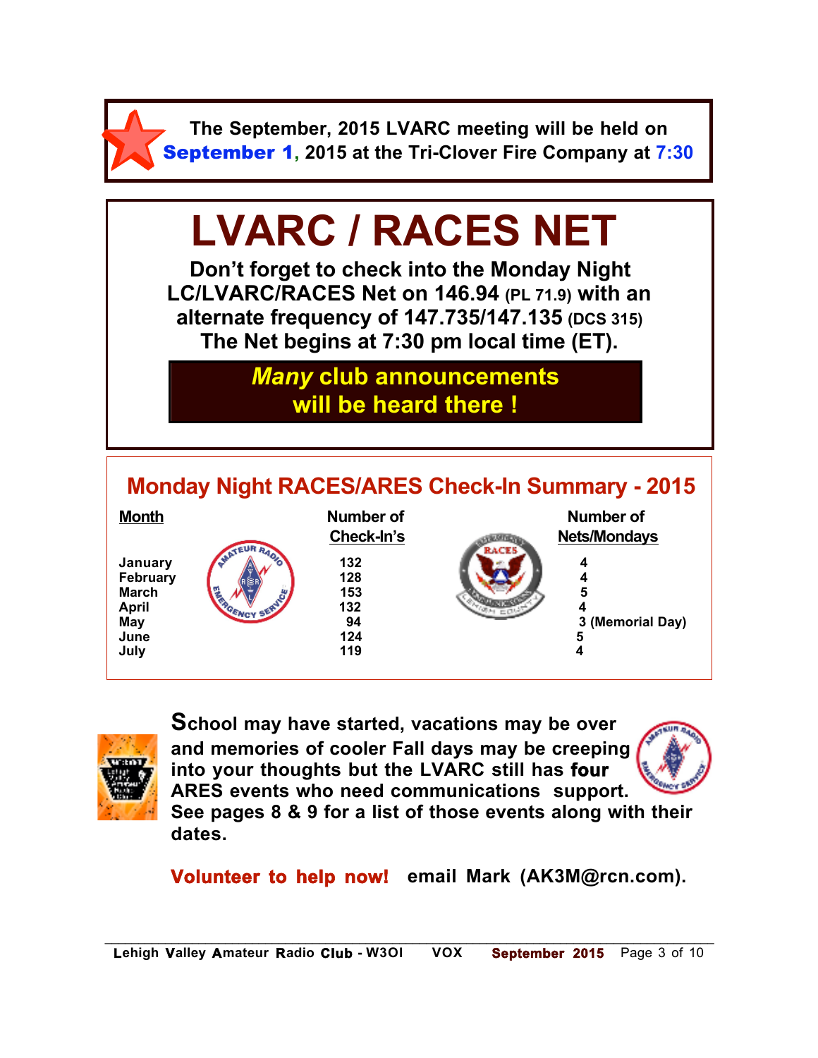The September, 2015 LVARC meeting will be held on **September 1**, 2015 at the Tri-Clover Fire Company at 7:30

# LVARC / RACES NET

**Don't forget to check into the Monday Night LC/LVARC/RACES Net on 146.94 (PL 71.9) with an alternate frequency of 147.735/147.135 (DCS 315) The Net begins at 7:30 pm local time (ET).**

***Many* club announcements will be heard there !**

## Monday Night RACES/ARES Check-In Summary - 2015

| Month | Number of Check-In's | Number of Nets/Mondays |
|---|---|---|
| January | 132 | 4 |
| February | 128 | 4 |
| March | 153 | 5 |
| April | 132 | 4 |
| May | 94 | 3 (Memorial Day) |
| June | 124 | 5 |
| July | 119 | 4 |

**School may have started, vacations may be over and memories of cooler Fall days may be creeping into your thoughts but the LVARC still has four ARES events who need communications support. See pages 8 & 9 for a list of those events along with their dates.**

**Volunteer to help now!** **email Mark (AK3M@rcn.com).**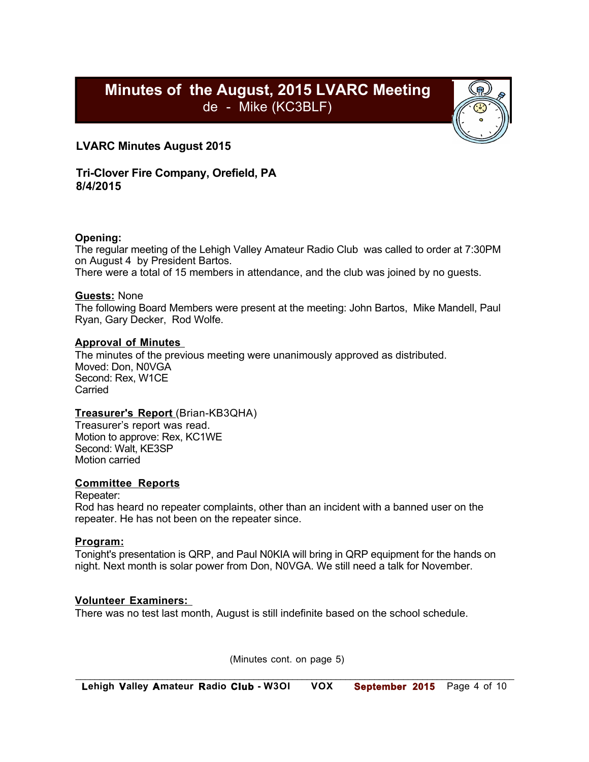# Minutes of the August, 2015 LVARC Meeting

de - Mike (KC3BLF)

**LVARC Minutes August 2015**

**Tri-Clover Fire Company, Orefield, PA**
**8/4/2015**

**Opening:**
The regular meeting of the Lehigh Valley Amateur Radio Club was called to order at 7:30PM on August 4 by President Bartos.
There were a total of 15 members in attendance, and the club was joined by no guests.

**Guests:** None
The following Board Members were present at the meeting: John Bartos, Mike Mandell, Paul Ryan, Gary Decker, Rod Wolfe.

**Approval of Minutes**
The minutes of the previous meeting were unanimously approved as distributed.
Moved: Don, N0VGA
Second: Rex, W1CE
Carried

**Treasurer's Report** (Brian-KB3QHA)
Treasurer's report was read.
Motion to approve: Rex, KC1WE
Second: Walt, KE3SP
Motion carried

**Committee Reports**
Repeater:
Rod has heard no repeater complaints, other than an incident with a banned user on the repeater. He has not been on the repeater since.

**Program:**
Tonight's presentation is QRP, and Paul N0KIA will bring in QRP equipment for the hands on night. Next month is solar power from Don, N0VGA. We still need a talk for November.

**Volunteer Examiners:**
There was no test last month, August is still indefinite based on the school schedule.

(Minutes cont. on page 5)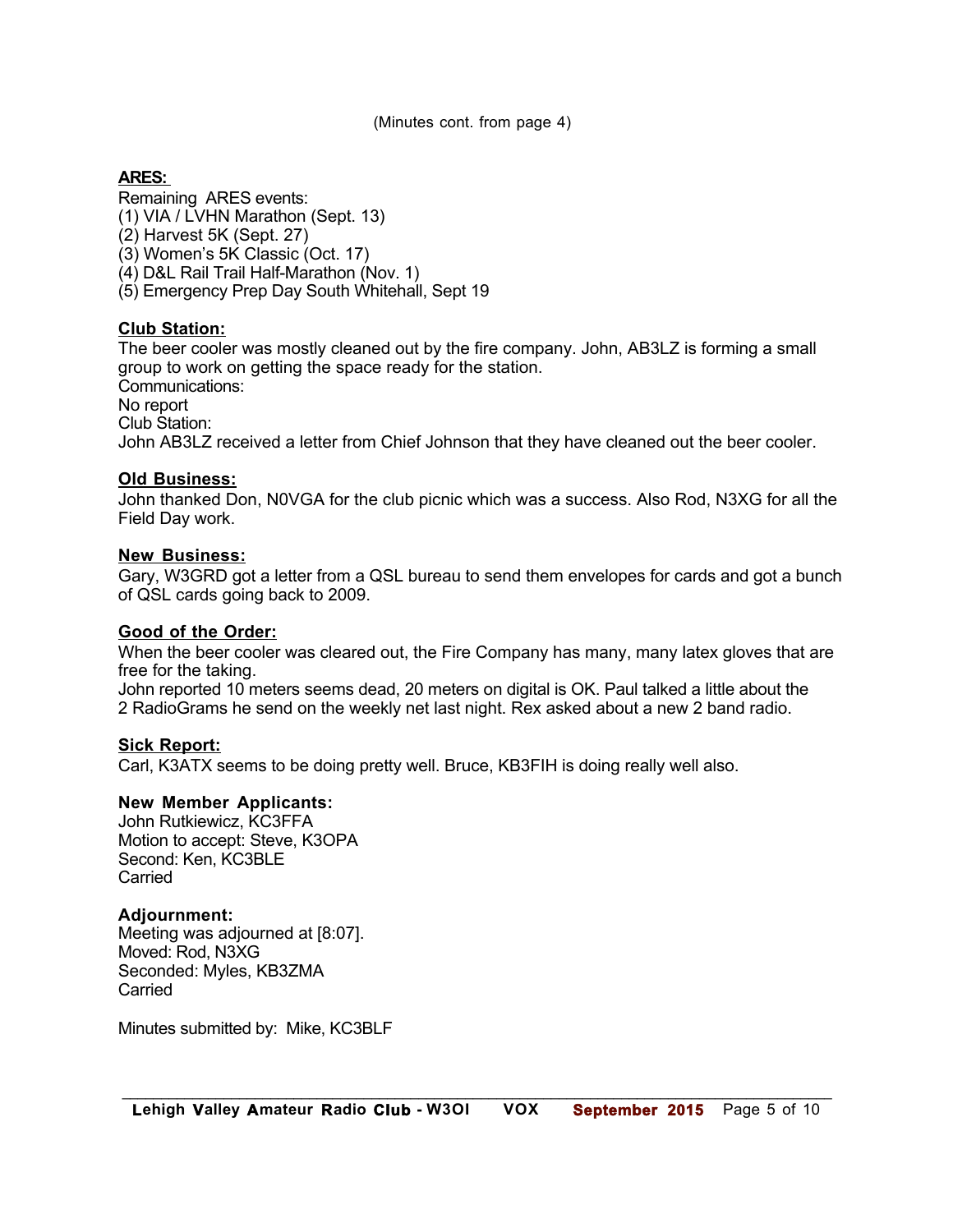(Minutes cont. from page 4)

**ARES:**

Remaining ARES events:
(1) VIA / LVHN Marathon (Sept. 13)
(2) Harvest 5K (Sept. 27)
(3) Women's 5K Classic (Oct. 17)
(4) D&L Rail Trail Half-Marathon (Nov. 1)
(5) Emergency Prep Day South Whitehall, Sept 19

**Club Station:**

The beer cooler was mostly cleaned out by the fire company. John, AB3LZ is forming a small group to work on getting the space ready for the station.
Communications:
No report
Club Station:
John AB3LZ received a letter from Chief Johnson that they have cleaned out the beer cooler.

**Old Business:**

John thanked Don, N0VGA for the club picnic which was a success. Also Rod, N3XG for all the Field Day work.

**New Business:**

Gary, W3GRD got a letter from a QSL bureau to send them envelopes for cards and got a bunch of QSL cards going back to 2009.

**Good of the Order:**

When the beer cooler was cleared out, the Fire Company has many, many latex gloves that are free for the taking.
John reported 10 meters seems dead, 20 meters on digital is OK. Paul talked a little about the 2 RadioGrams he send on the weekly net last night. Rex asked about a new 2 band radio.

**Sick Report:**

Carl, K3ATX seems to be doing pretty well. Bruce, KB3FIH is doing really well also.

**New Member Applicants:**

John Rutkiewicz, KC3FFA
Motion to accept: Steve, K3OPA
Second: Ken, KC3BLE
Carried

**Adjournment:**

Meeting was adjourned at [8:07].
Moved: Rod, N3XG
Seconded: Myles, KB3ZMA
Carried

Minutes submitted by: Mike, KC3BLF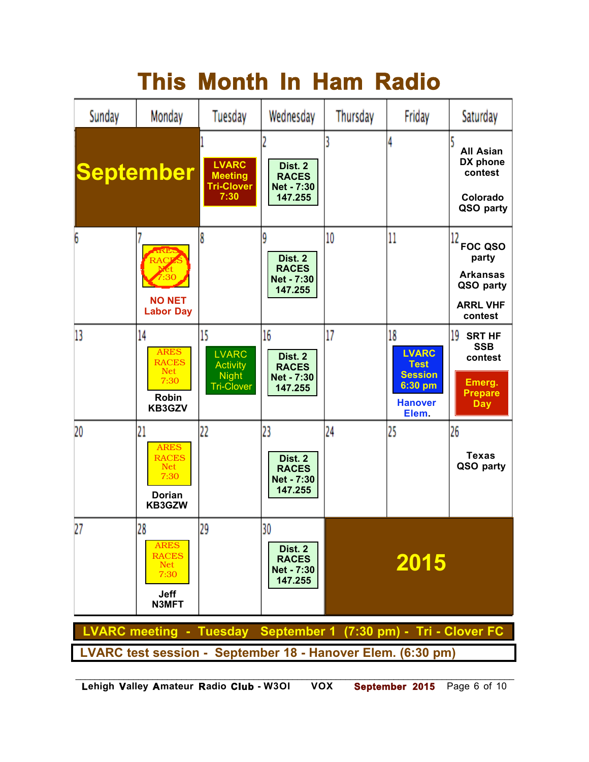# This Month In Ham Radio

| Sunday | Monday | Tuesday | Wednesday | Thursday | Friday | Saturday |
|---|---|---|---|---|---|---|
| **September** | | 1 **LVARC Meeting Tri-Clover 7:30** | 2 **Dist. 2 RACES Net - 7:30 147.255** | 3 | 4 | 5 **All Asian DX phone contest** **Colorado QSO party** |
| 6 | 7 ~~ARES RACES Net 7:30~~ **NO NET Labor Day** | 8 | 9 **Dist. 2 RACES Net - 7:30 147.255** | 10 | 11 | 12 **FOC QSO party** **Arkansas QSO party** **ARRL VHF contest** |
| 13 | 14 ARES RACES Net 7:30 **Robin KB3GZV** | 15 LVARC Activity Night Tri-Clover | 16 **Dist. 2 RACES Net - 7:30 147.255** | 17 | 18 **LVARC Test Session 6:30 pm** **Hanover Elem.** | 19 **SRT HF SSB contest** **Emerg. Prepare Day** |
| 20 | 21 ARES RACES Net 7:30 **Dorian KB3GZW** | 22 | 23 **Dist. 2 RACES Net - 7:30 147.255** | 24 | 25 | 26 **Texas QSO party** |
| 27 | 28 ARES RACES Net 7:30 **Jeff N3MFT** | 29 | 30 **Dist. 2 RACES Net - 7:30 147.255** | **2015** | | |

**LVARC meeting - Tuesday September 1 (7:30 pm) - Tri - Clover FC**

**LVARC test session - September 18 - Hanover Elem. (6:30 pm)**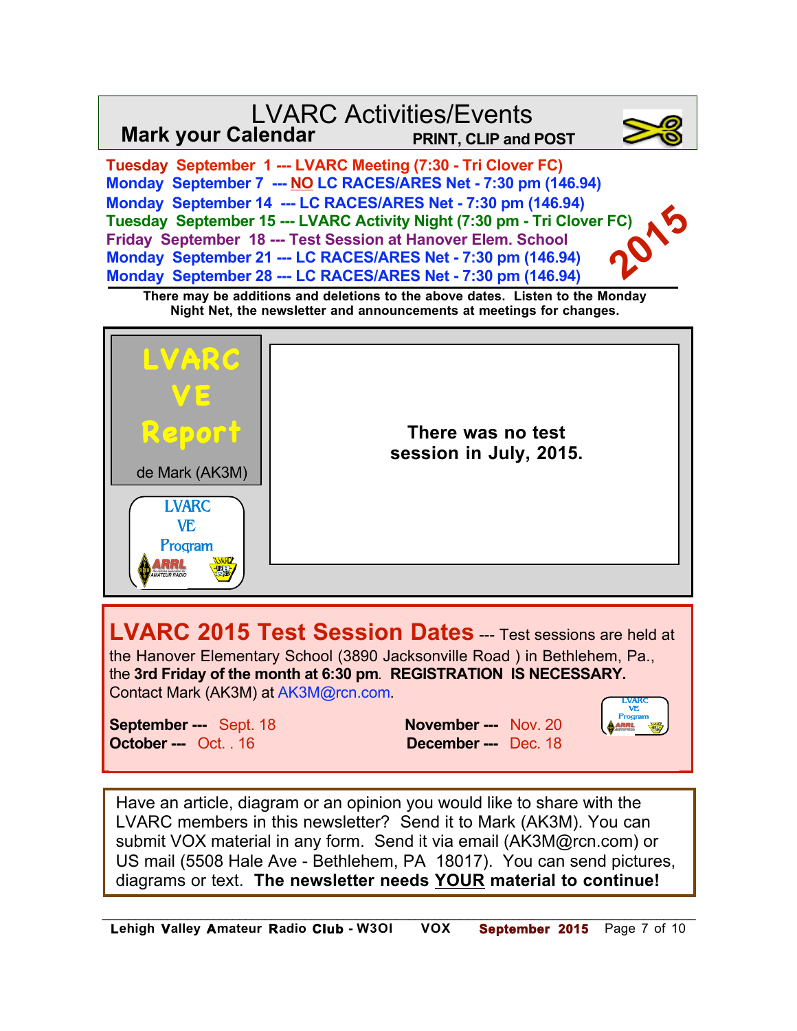# LVARC Activities/Events

**Mark your Calendar** — **PRINT, CLIP and POST**

**2015**

- **Tuesday September 1 --- LVARC Meeting (7:30 - Tri Clover FC)**
- **Monday September 7 --- NO LC RACES/ARES Net - 7:30 pm (146.94)**
- **Monday September 14 --- LC RACES/ARES Net - 7:30 pm (146.94)**
- **Tuesday September 15 --- LVARC Activity Night (7:30 pm - Tri Clover FC)**
- **Friday September 18 --- Test Session at Hanover Elem. School**
- **Monday September 21 --- LC RACES/ARES Net - 7:30 pm (146.94)**
- **Monday September 28 --- LC RACES/ARES Net - 7:30 pm (146.94)**

**There may be additions and deletions to the above dates. Listen to the Monday Night Net, the newsletter and announcements at meetings for changes.**

## LVARC VE Report

de Mark (AK3M)

LVARC VE Program

**There was no test session in July, 2015.**

## LVARC 2015 Test Session Dates

--- Test sessions are held at the Hanover Elementary School (3890 Jacksonville Road ) in Bethlehem, Pa., the **3rd Friday of the month at 6:30 pm**. **REGISTRATION IS NECESSARY.** Contact Mark (AK3M) at AK3M@rcn.com.

| | | | |
|---|---|---|---|
| **September ---** | Sept. 18 | **November ---** | Nov. 20 |
| **October ---** | Oct. . 16 | **December ---** | Dec. 18 |

Have an article, diagram or an opinion you would like to share with the LVARC members in this newsletter? Send it to Mark (AK3M). You can submit VOX material in any form. Send it via email (AK3M@rcn.com) or US mail (5508 Hale Ave - Bethlehem, PA 18017). You can send pictures, diagrams or text. **The newsletter needs YOUR material to continue!**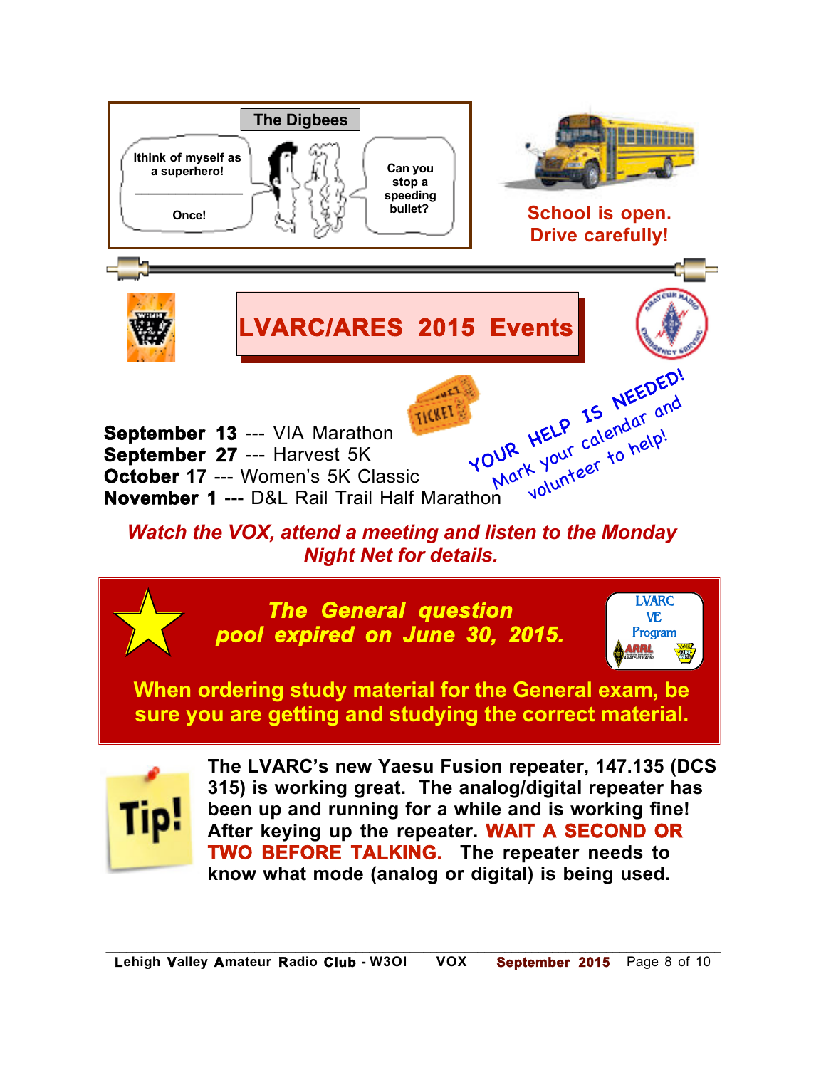**The Digbees**

Ithink of myself as a superhero!

Once!

Can you stop a speeding bullet?

School is open.
Drive carefully!

# LVARC/ARES 2015 Events

**September 13** --- VIA Marathon
**September 27** --- Harvest 5K
**October 17** --- Women's 5K Classic
**November 1** --- D&L Rail Trail Half Marathon

YOUR HELP IS NEEDED! Mark your calendar and volunteer to help!

***Watch the VOX, attend a meeting and listen to the Monday Night Net for details.***

***The General question pool expired on June 30, 2015.***

LVARC VE Program

**When ordering study material for the General exam, be sure you are getting and studying the correct material.**

Tip!

**The LVARC's new Yaesu Fusion repeater, 147.135 (DCS 315) is working great. The analog/digital repeater has been up and running for a while and is working fine! After keying up the repeater. WAIT A SECOND OR TWO BEFORE TALKING. The repeater needs to know what mode (analog or digital) is being used.**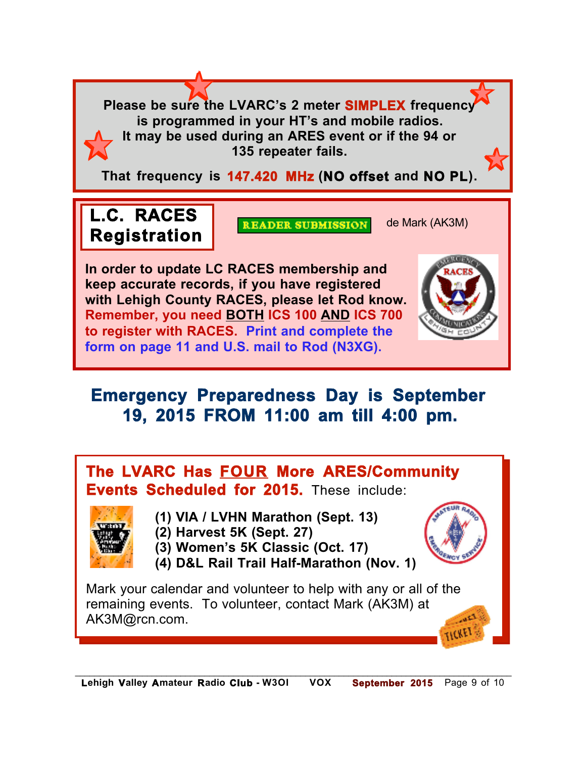**Please be sure the LVARC's 2 meter SIMPLEX frequency is programmed in your HT's and mobile radios. It may be used during an ARES event or if the 94 or 135 repeater fails.**

**That frequency is 147.420 MHz (NO offset and NO PL).**

## L.C. RACES Registration

READER SUBMISSION de Mark (AK3M)

**In order to update LC RACES membership and keep accurate records, if you have registered with Lehigh County RACES, please let Rod know. Remember, you need BOTH ICS 100 AND ICS 700 to register with RACES. Print and complete the form on page 11 and U.S. mail to Rod (N3XG).**

## Emergency Preparedness Day is September 19, 2015 FROM 11:00 am till 4:00 pm.

**The LVARC Has FOUR More ARES/Community Events Scheduled for 2015.** These include:

**(1) VIA / LVHN Marathon (Sept. 13)**
**(2) Harvest 5K (Sept. 27)**
**(3) Women's 5K Classic (Oct. 17)**
**(4) D&L Rail Trail Half-Marathon (Nov. 1)**

Mark your calendar and volunteer to help with any or all of the remaining events. To volunteer, contact Mark (AK3M) at AK3M@rcn.com.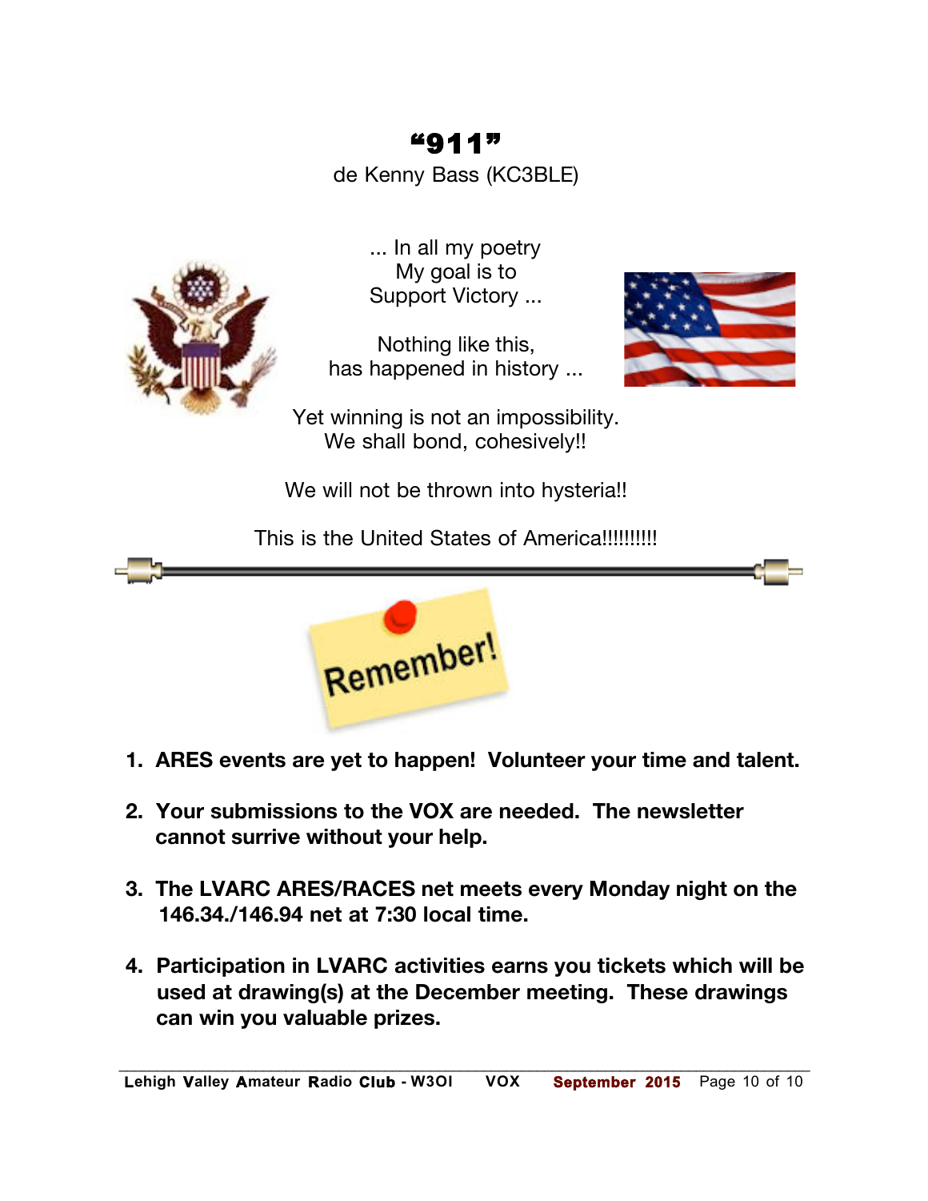# "911"

de Kenny Bass (KC3BLE)

... In all my poetry
My goal is to
Support Victory ...

Nothing like this,
has happened in history ...

Yet winning is not an impossibility.
We shall bond, cohesively!!

We will not be thrown into hysteria!!

This is the United States of America!!!!!!!!!!

Remember!

1. **ARES events are yet to happen! Volunteer your time and talent.**

2. **Your submissions to the VOX are needed. The newsletter cannot surrive without your help.**

3. **The LVARC ARES/RACES net meets every Monday night on the 146.34./146.94 net at 7:30 local time.**

4. **Participation in LVARC activities earns you tickets which will be used at drawing(s) at the December meeting. These drawings can win you valuable prizes.**